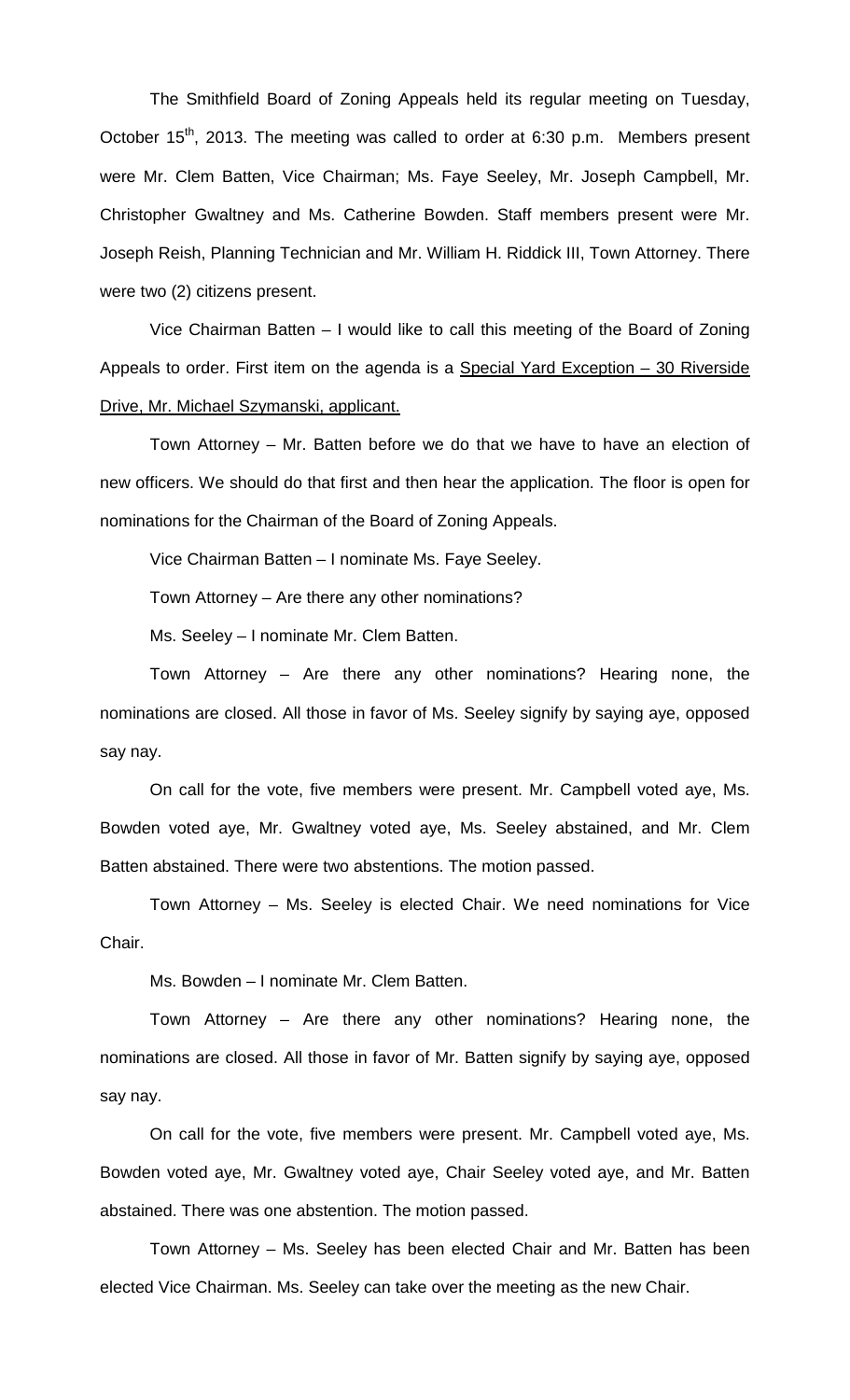The Smithfield Board of Zoning Appeals held its regular meeting on Tuesday, October 15th, 2013. The meeting was called to order at 6:30 p.m. Members present were Mr. Clem Batten, Vice Chairman; Ms. Faye Seeley, Mr. Joseph Campbell, Mr. Christopher Gwaltney and Ms. Catherine Bowden. Staff members present were Mr. Joseph Reish, Planning Technician and Mr. William H. Riddick III, Town Attorney. There were two (2) citizens present.

Vice Chairman Batten – I would like to call this meeting of the Board of Zoning Appeals to order. First item on the agenda is a Special Yard Exception – 30 Riverside Drive, Mr. Michael Szymanski, applicant.

Town Attorney – Mr. Batten before we do that we have to have an election of new officers. We should do that first and then hear the application. The floor is open for nominations for the Chairman of the Board of Zoning Appeals.

Vice Chairman Batten – I nominate Ms. Faye Seeley.

Town Attorney – Are there any other nominations?

Ms. Seeley – I nominate Mr. Clem Batten.

Town Attorney – Are there any other nominations? Hearing none, the nominations are closed. All those in favor of Ms. Seeley signify by saying aye, opposed say nay.

On call for the vote, five members were present. Mr. Campbell voted aye, Ms. Bowden voted aye, Mr. Gwaltney voted aye, Ms. Seeley abstained, and Mr. Clem Batten abstained. There were two abstentions. The motion passed.

Town Attorney – Ms. Seeley is elected Chair. We need nominations for Vice Chair.

Ms. Bowden – I nominate Mr. Clem Batten.

Town Attorney – Are there any other nominations? Hearing none, the nominations are closed. All those in favor of Mr. Batten signify by saying aye, opposed say nay.

On call for the vote, five members were present. Mr. Campbell voted aye, Ms. Bowden voted aye, Mr. Gwaltney voted aye, Chair Seeley voted aye, and Mr. Batten abstained. There was one abstention. The motion passed.

Town Attorney – Ms. Seeley has been elected Chair and Mr. Batten has been elected Vice Chairman. Ms. Seeley can take over the meeting as the new Chair.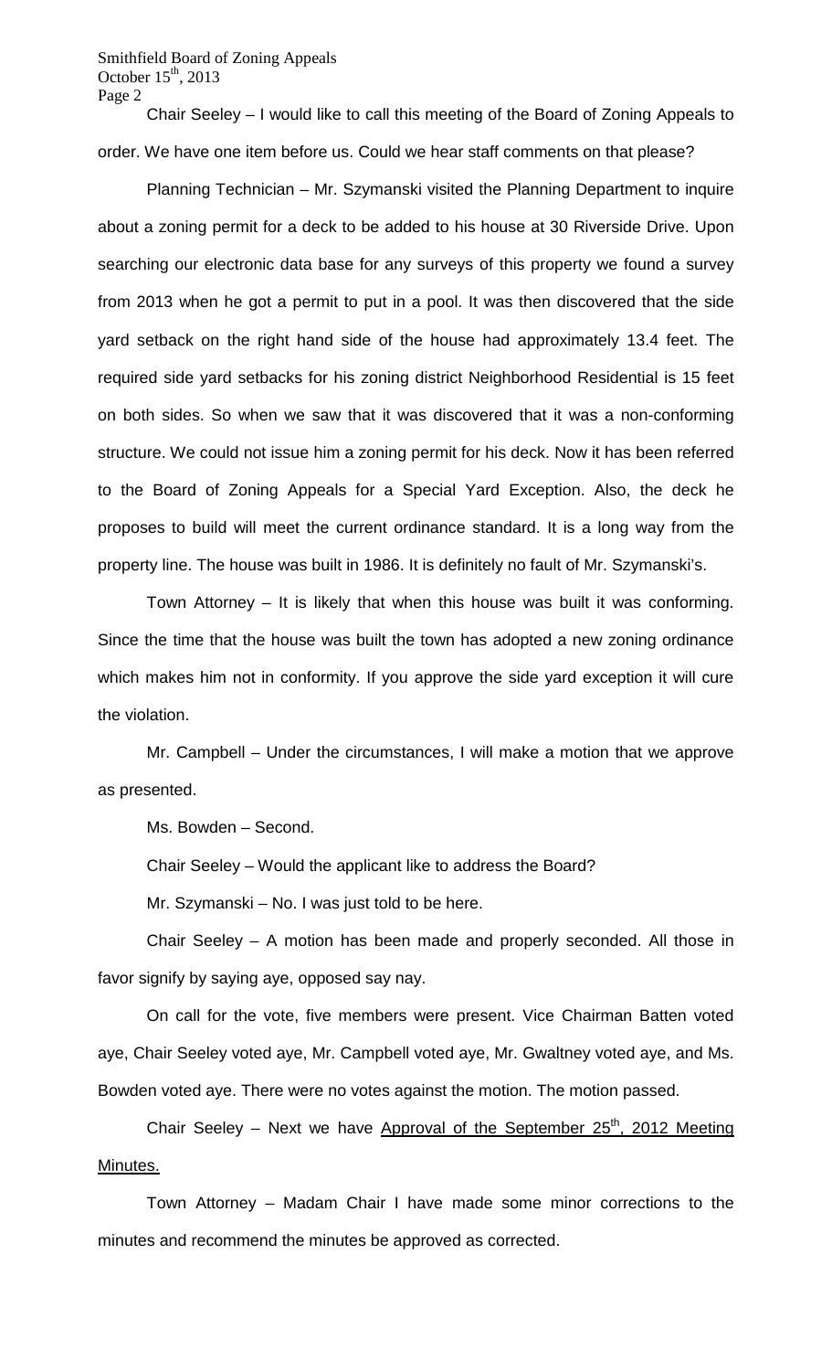Chair Seeley – I would like to call this meeting of the Board of Zoning Appeals to order. We have one item before us. Could we hear staff comments on that please?

Planning Technician – Mr. Szymanski visited the Planning Department to inquire about a zoning permit for a deck to be added to his house at 30 Riverside Drive. Upon searching our electronic data base for any surveys of this property we found a survey from 2013 when he got a permit to put in a pool. It was then discovered that the side yard setback on the right hand side of the house had approximately 13.4 feet. The required side yard setbacks for his zoning district Neighborhood Residential is 15 feet on both sides. So when we saw that it was discovered that it was a non-conforming structure. We could not issue him a zoning permit for his deck. Now it has been referred to the Board of Zoning Appeals for a Special Yard Exception. Also, the deck he proposes to build will meet the current ordinance standard. It is a long way from the property line. The house was built in 1986. It is definitely no fault of Mr. Szymanski's.

Town Attorney – It is likely that when this house was built it was conforming. Since the time that the house was built the town has adopted a new zoning ordinance which makes him not in conformity. If you approve the side yard exception it will cure the violation.

Mr. Campbell – Under the circumstances, I will make a motion that we approve as presented.

Ms. Bowden – Second.

Chair Seeley – Would the applicant like to address the Board?

Mr. Szymanski – No. I was just told to be here.

Chair Seeley – A motion has been made and properly seconded. All those in favor signify by saying aye, opposed say nay.

On call for the vote, five members were present. Vice Chairman Batten voted aye, Chair Seeley voted aye, Mr. Campbell voted aye, Mr. Gwaltney voted aye, and Ms. Bowden voted aye. There were no votes against the motion. The motion passed.

Chair Seeley – Next we have Approval of the September 25th, 2012 Meeting Minutes.

Town Attorney – Madam Chair I have made some minor corrections to the minutes and recommend the minutes be approved as corrected.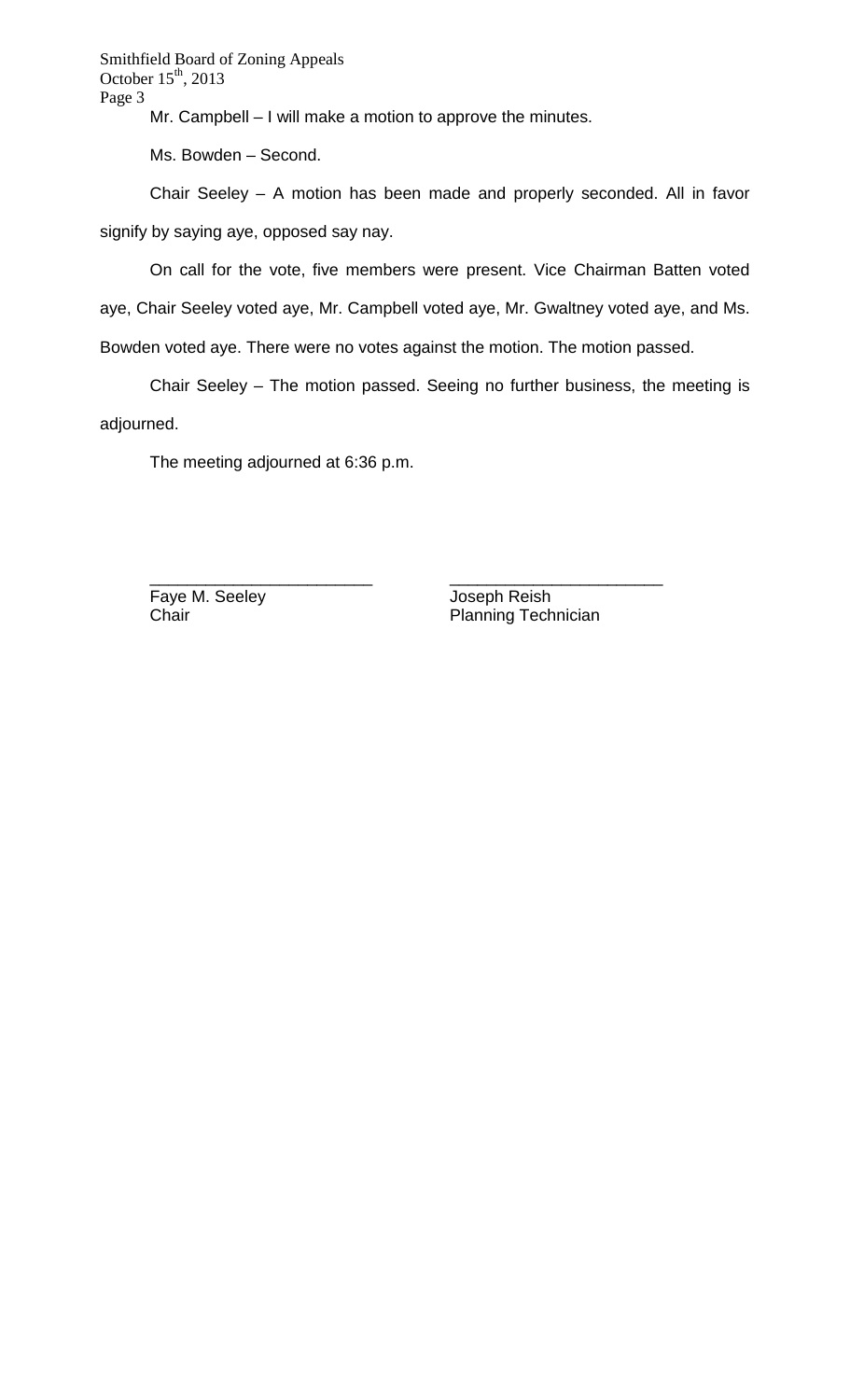Mr. Campbell – I will make a motion to approve the minutes.

Ms. Bowden – Second.

Chair Seeley – A motion has been made and properly seconded. All in favor signify by saying aye, opposed say nay.

On call for the vote, five members were present. Vice Chairman Batten voted aye, Chair Seeley voted aye, Mr. Campbell voted aye, Mr. Gwaltney voted aye, and Ms. Bowden voted aye. There were no votes against the motion. The motion passed.

Chair Seeley – The motion passed. Seeing no further business, the meeting is adjourned.

The meeting adjourned at 6:36 p.m.

\_\_\_\_\_\_\_\_\_\_\_\_\_\_\_\_\_\_\_\_\_\_\_\_
Faye M. Seeley
Chair

\_\_\_\_\_\_\_\_\_\_\_\_\_\_\_\_\_\_\_\_\_\_\_\_
Joseph Reish
Planning Technician